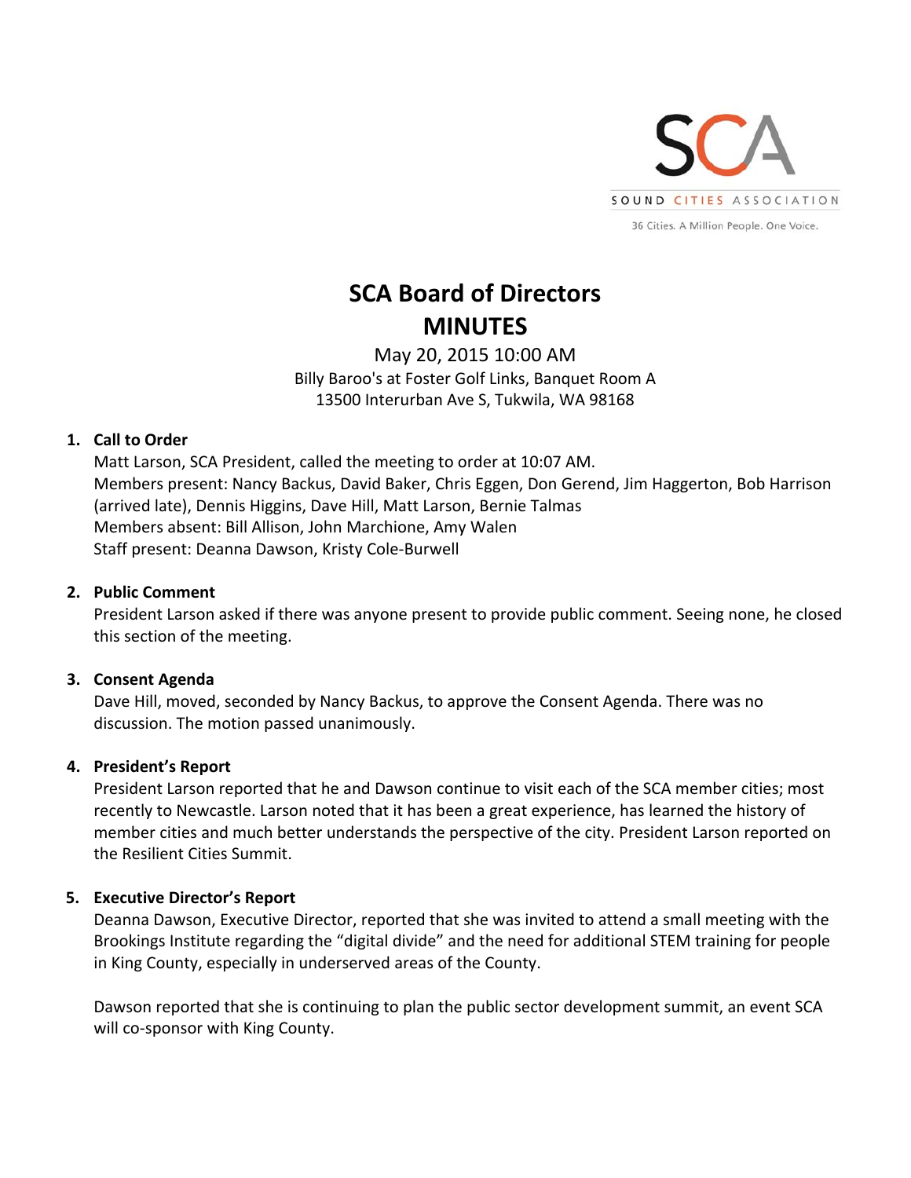SOUND CITIES ASSOCIATION

36 Cities. A Million People. One Voice.

# SCA Board of Directors
# MINUTES

May 20, 2015 10:00 AM
Billy Baroo's at Foster Golf Links, Banquet Room A
13500 Interurban Ave S, Tukwila, WA 98168

1. **Call to Order**
   Matt Larson, SCA President, called the meeting to order at 10:07 AM.
   Members present: Nancy Backus, David Baker, Chris Eggen, Don Gerend, Jim Haggerton, Bob Harrison (arrived late), Dennis Higgins, Dave Hill, Matt Larson, Bernie Talmas
   Members absent: Bill Allison, John Marchione, Amy Walen
   Staff present: Deanna Dawson, Kristy Cole-Burwell

2. **Public Comment**
   President Larson asked if there was anyone present to provide public comment. Seeing none, he closed this section of the meeting.

3. **Consent Agenda**
   Dave Hill, moved, seconded by Nancy Backus, to approve the Consent Agenda. There was no discussion. The motion passed unanimously.

4. **President's Report**
   President Larson reported that he and Dawson continue to visit each of the SCA member cities; most recently to Newcastle. Larson noted that it has been a great experience, has learned the history of member cities and much better understands the perspective of the city. President Larson reported on the Resilient Cities Summit.

5. **Executive Director's Report**
   Deanna Dawson, Executive Director, reported that she was invited to attend a small meeting with the Brookings Institute regarding the "digital divide" and the need for additional STEM training for people in King County, especially in underserved areas of the County.

   Dawson reported that she is continuing to plan the public sector development summit, an event SCA will co-sponsor with King County.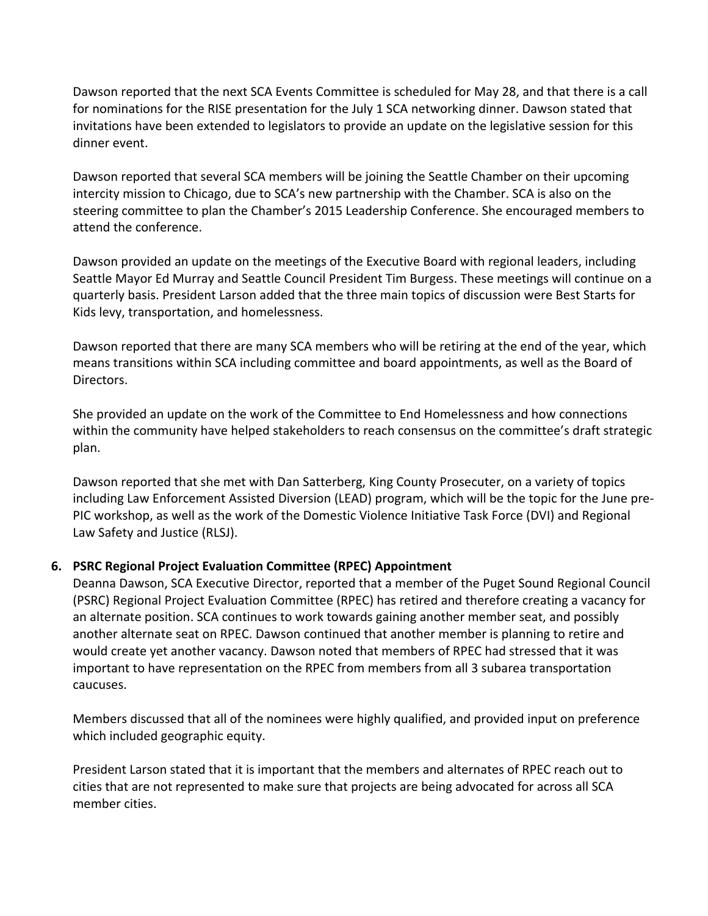Dawson reported that the next SCA Events Committee is scheduled for May 28, and that there is a call for nominations for the RISE presentation for the July 1 SCA networking dinner. Dawson stated that invitations have been extended to legislators to provide an update on the legislative session for this dinner event.

Dawson reported that several SCA members will be joining the Seattle Chamber on their upcoming intercity mission to Chicago, due to SCA's new partnership with the Chamber. SCA is also on the steering committee to plan the Chamber's 2015 Leadership Conference. She encouraged members to attend the conference.

Dawson provided an update on the meetings of the Executive Board with regional leaders, including Seattle Mayor Ed Murray and Seattle Council President Tim Burgess. These meetings will continue on a quarterly basis. President Larson added that the three main topics of discussion were Best Starts for Kids levy, transportation, and homelessness.

Dawson reported that there are many SCA members who will be retiring at the end of the year, which means transitions within SCA including committee and board appointments, as well as the Board of Directors.

She provided an update on the work of the Committee to End Homelessness and how connections within the community have helped stakeholders to reach consensus on the committee's draft strategic plan.

Dawson reported that she met with Dan Satterberg, King County Prosecuter, on a variety of topics including Law Enforcement Assisted Diversion (LEAD) program, which will be the topic for the June pre-PIC workshop, as well as the work of the Domestic Violence Initiative Task Force (DVI) and Regional Law Safety and Justice (RLSJ).

**6. PSRC Regional Project Evaluation Committee (RPEC) Appointment**

Deanna Dawson, SCA Executive Director, reported that a member of the Puget Sound Regional Council (PSRC) Regional Project Evaluation Committee (RPEC) has retired and therefore creating a vacancy for an alternate position. SCA continues to work towards gaining another member seat, and possibly another alternate seat on RPEC. Dawson continued that another member is planning to retire and would create yet another vacancy. Dawson noted that members of RPEC had stressed that it was important to have representation on the RPEC from members from all 3 subarea transportation caucuses.

Members discussed that all of the nominees were highly qualified, and provided input on preference which included geographic equity.

President Larson stated that it is important that the members and alternates of RPEC reach out to cities that are not represented to make sure that projects are being advocated for across all SCA member cities.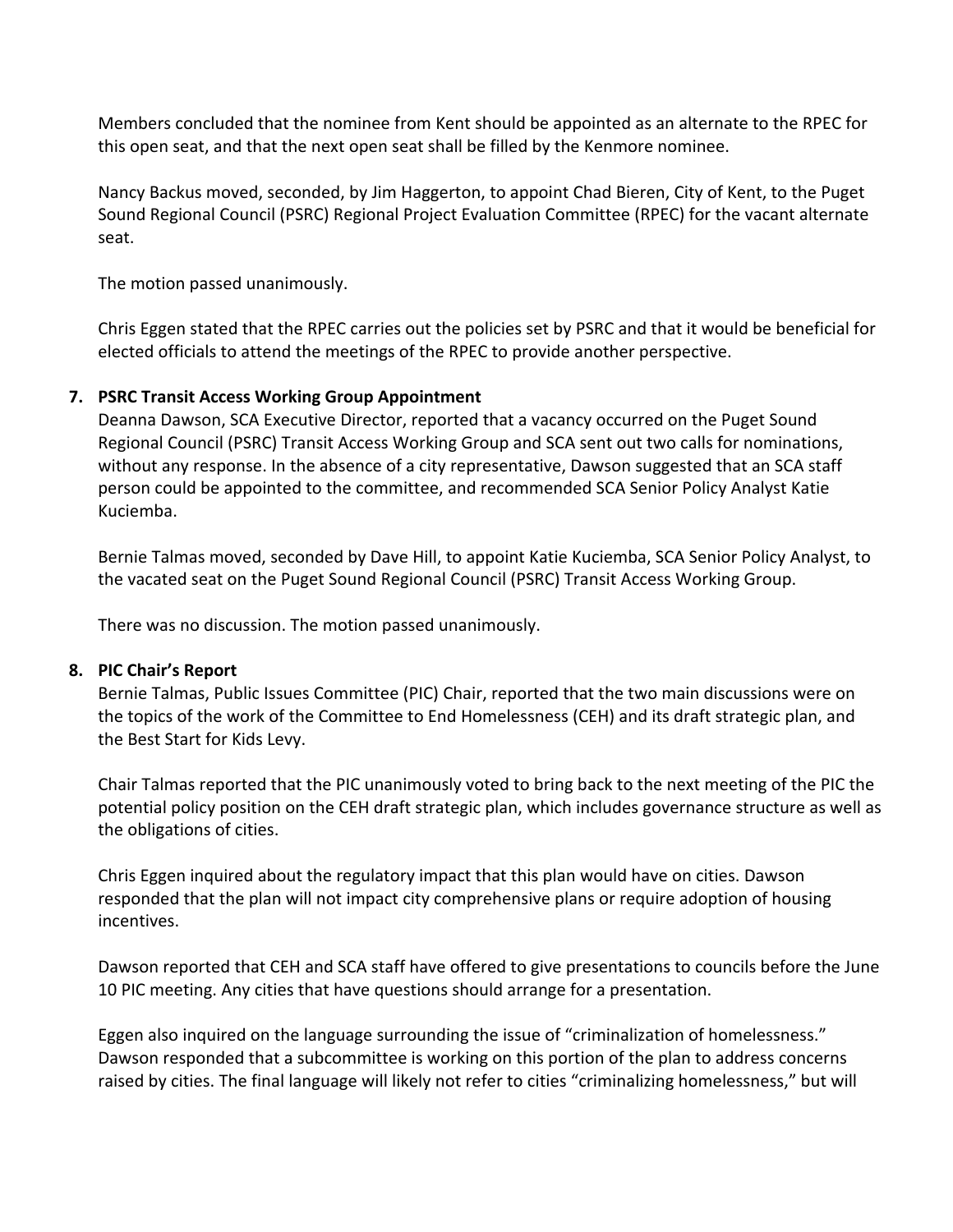Members concluded that the nominee from Kent should be appointed as an alternate to the RPEC for this open seat, and that the next open seat shall be filled by the Kenmore nominee.

Nancy Backus moved, seconded, by Jim Haggerton, to appoint Chad Bieren, City of Kent, to the Puget Sound Regional Council (PSRC) Regional Project Evaluation Committee (RPEC) for the vacant alternate seat.

The motion passed unanimously.

Chris Eggen stated that the RPEC carries out the policies set by PSRC and that it would be beneficial for elected officials to attend the meetings of the RPEC to provide another perspective.

**7. PSRC Transit Access Working Group Appointment**

Deanna Dawson, SCA Executive Director, reported that a vacancy occurred on the Puget Sound Regional Council (PSRC) Transit Access Working Group and SCA sent out two calls for nominations, without any response. In the absence of a city representative, Dawson suggested that an SCA staff person could be appointed to the committee, and recommended SCA Senior Policy Analyst Katie Kuciemba.

Bernie Talmas moved, seconded by Dave Hill, to appoint Katie Kuciemba, SCA Senior Policy Analyst, to the vacated seat on the Puget Sound Regional Council (PSRC) Transit Access Working Group.

There was no discussion. The motion passed unanimously.

**8. PIC Chair's Report**

Bernie Talmas, Public Issues Committee (PIC) Chair, reported that the two main discussions were on the topics of the work of the Committee to End Homelessness (CEH) and its draft strategic plan, and the Best Start for Kids Levy.

Chair Talmas reported that the PIC unanimously voted to bring back to the next meeting of the PIC the potential policy position on the CEH draft strategic plan, which includes governance structure as well as the obligations of cities.

Chris Eggen inquired about the regulatory impact that this plan would have on cities. Dawson responded that the plan will not impact city comprehensive plans or require adoption of housing incentives.

Dawson reported that CEH and SCA staff have offered to give presentations to councils before the June 10 PIC meeting. Any cities that have questions should arrange for a presentation.

Eggen also inquired on the language surrounding the issue of "criminalization of homelessness." Dawson responded that a subcommittee is working on this portion of the plan to address concerns raised by cities. The final language will likely not refer to cities "criminalizing homelessness," but will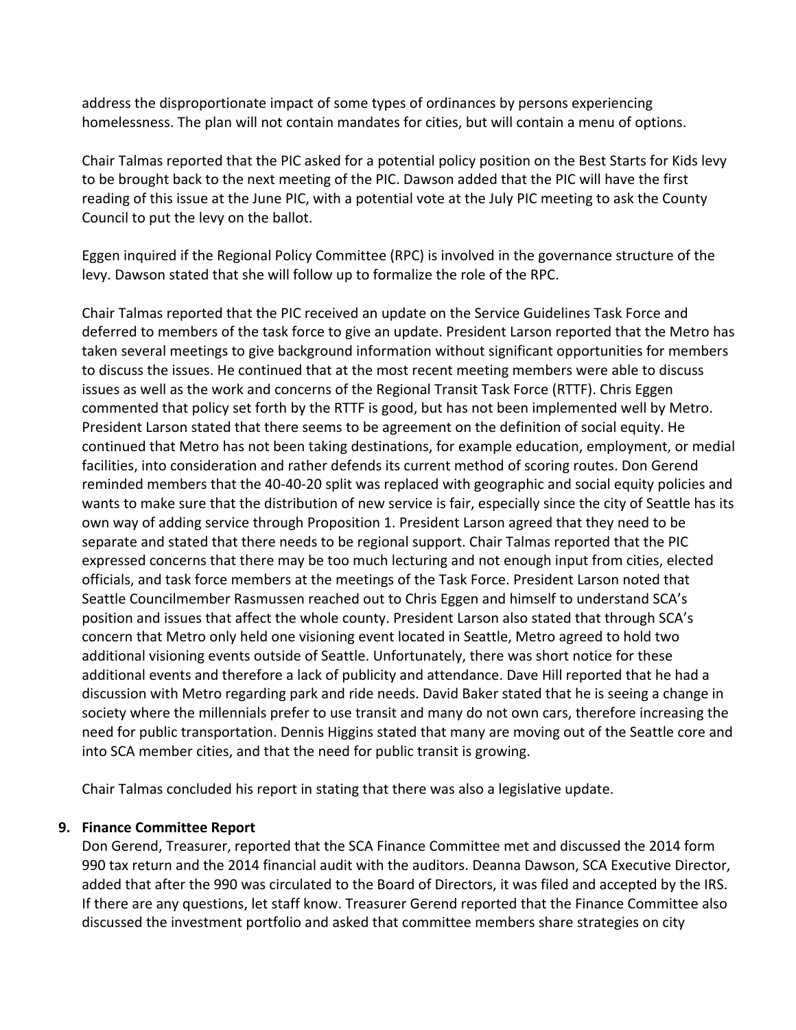address the disproportionate impact of some types of ordinances by persons experiencing homelessness. The plan will not contain mandates for cities, but will contain a menu of options.

Chair Talmas reported that the PIC asked for a potential policy position on the Best Starts for Kids levy to be brought back to the next meeting of the PIC. Dawson added that the PIC will have the first reading of this issue at the June PIC, with a potential vote at the July PIC meeting to ask the County Council to put the levy on the ballot.

Eggen inquired if the Regional Policy Committee (RPC) is involved in the governance structure of the levy. Dawson stated that she will follow up to formalize the role of the RPC.

Chair Talmas reported that the PIC received an update on the Service Guidelines Task Force and deferred to members of the task force to give an update. President Larson reported that the Metro has taken several meetings to give background information without significant opportunities for members to discuss the issues. He continued that at the most recent meeting members were able to discuss issues as well as the work and concerns of the Regional Transit Task Force (RTTF). Chris Eggen commented that policy set forth by the RTTF is good, but has not been implemented well by Metro. President Larson stated that there seems to be agreement on the definition of social equity. He continued that Metro has not been taking destinations, for example education, employment, or medial facilities, into consideration and rather defends its current method of scoring routes. Don Gerend reminded members that the 40-40-20 split was replaced with geographic and social equity policies and wants to make sure that the distribution of new service is fair, especially since the city of Seattle has its own way of adding service through Proposition 1. President Larson agreed that they need to be separate and stated that there needs to be regional support. Chair Talmas reported that the PIC expressed concerns that there may be too much lecturing and not enough input from cities, elected officials, and task force members at the meetings of the Task Force. President Larson noted that Seattle Councilmember Rasmussen reached out to Chris Eggen and himself to understand SCA's position and issues that affect the whole county. President Larson also stated that through SCA's concern that Metro only held one visioning event located in Seattle, Metro agreed to hold two additional visioning events outside of Seattle. Unfortunately, there was short notice for these additional events and therefore a lack of publicity and attendance. Dave Hill reported that he had a discussion with Metro regarding park and ride needs. David Baker stated that he is seeing a change in society where the millennials prefer to use transit and many do not own cars, therefore increasing the need for public transportation. Dennis Higgins stated that many are moving out of the Seattle core and into SCA member cities, and that the need for public transit is growing.

Chair Talmas concluded his report in stating that there was also a legislative update.

**9. Finance Committee Report**

Don Gerend, Treasurer, reported that the SCA Finance Committee met and discussed the 2014 form 990 tax return and the 2014 financial audit with the auditors. Deanna Dawson, SCA Executive Director, added that after the 990 was circulated to the Board of Directors, it was filed and accepted by the IRS. If there are any questions, let staff know. Treasurer Gerend reported that the Finance Committee also discussed the investment portfolio and asked that committee members share strategies on city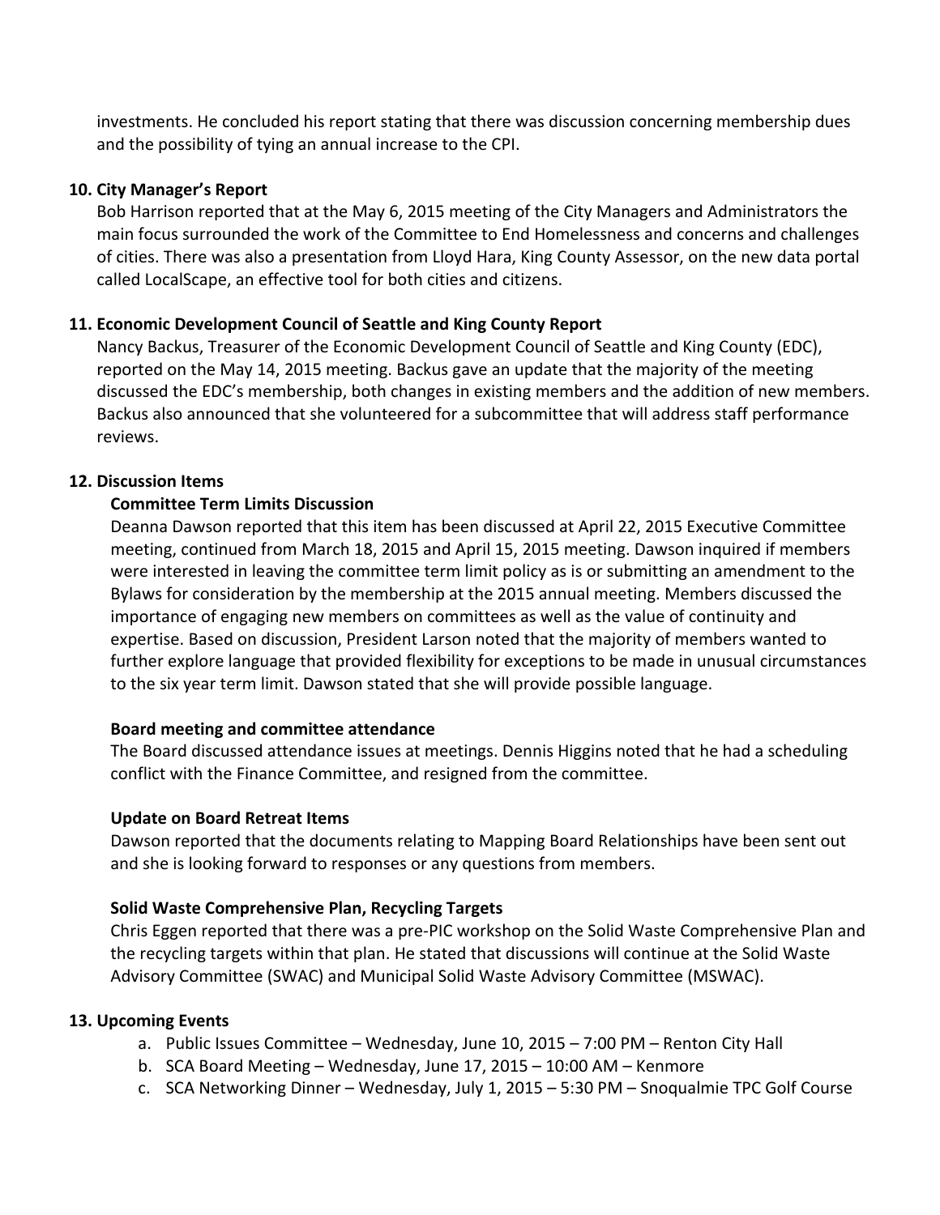investments. He concluded his report stating that there was discussion concerning membership dues and the possibility of tying an annual increase to the CPI.

**10. City Manager's Report**

Bob Harrison reported that at the May 6, 2015 meeting of the City Managers and Administrators the main focus surrounded the work of the Committee to End Homelessness and concerns and challenges of cities. There was also a presentation from Lloyd Hara, King County Assessor, on the new data portal called LocalScape, an effective tool for both cities and citizens.

**11. Economic Development Council of Seattle and King County Report**

Nancy Backus, Treasurer of the Economic Development Council of Seattle and King County (EDC), reported on the May 14, 2015 meeting. Backus gave an update that the majority of the meeting discussed the EDC's membership, both changes in existing members and the addition of new members. Backus also announced that she volunteered for a subcommittee that will address staff performance reviews.

**12. Discussion Items**

**Committee Term Limits Discussion**

Deanna Dawson reported that this item has been discussed at April 22, 2015 Executive Committee meeting, continued from March 18, 2015 and April 15, 2015 meeting. Dawson inquired if members were interested in leaving the committee term limit policy as is or submitting an amendment to the Bylaws for consideration by the membership at the 2015 annual meeting. Members discussed the importance of engaging new members on committees as well as the value of continuity and expertise. Based on discussion, President Larson noted that the majority of members wanted to further explore language that provided flexibility for exceptions to be made in unusual circumstances to the six year term limit. Dawson stated that she will provide possible language.

**Board meeting and committee attendance**

The Board discussed attendance issues at meetings. Dennis Higgins noted that he had a scheduling conflict with the Finance Committee, and resigned from the committee.

**Update on Board Retreat Items**

Dawson reported that the documents relating to Mapping Board Relationships have been sent out and she is looking forward to responses or any questions from members.

**Solid Waste Comprehensive Plan, Recycling Targets**

Chris Eggen reported that there was a pre-PIC workshop on the Solid Waste Comprehensive Plan and the recycling targets within that plan. He stated that discussions will continue at the Solid Waste Advisory Committee (SWAC) and Municipal Solid Waste Advisory Committee (MSWAC).

**13. Upcoming Events**

a. Public Issues Committee – Wednesday, June 10, 2015 – 7:00 PM – Renton City Hall
b. SCA Board Meeting – Wednesday, June 17, 2015 – 10:00 AM – Kenmore
c. SCA Networking Dinner – Wednesday, July 1, 2015 – 5:30 PM – Snoqualmie TPC Golf Course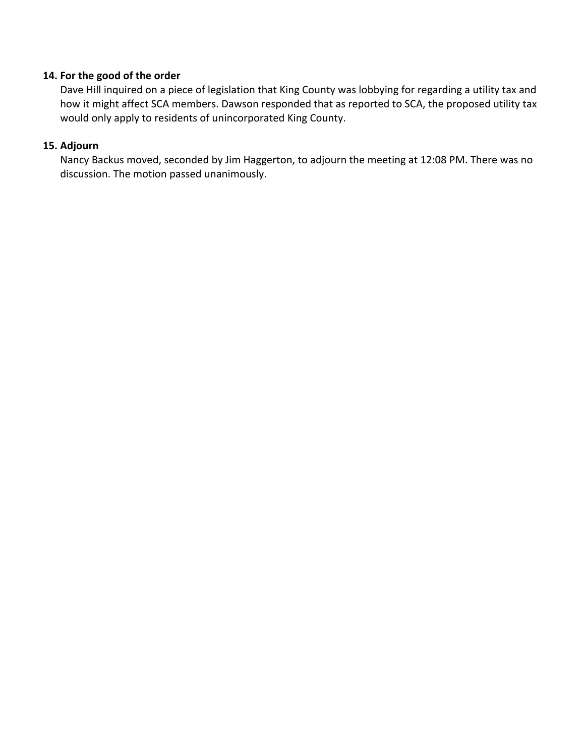**14. For the good of the order**

Dave Hill inquired on a piece of legislation that King County was lobbying for regarding a utility tax and how it might affect SCA members. Dawson responded that as reported to SCA, the proposed utility tax would only apply to residents of unincorporated King County.

**15. Adjourn**

Nancy Backus moved, seconded by Jim Haggerton, to adjourn the meeting at 12:08 PM. There was no discussion. The motion passed unanimously.